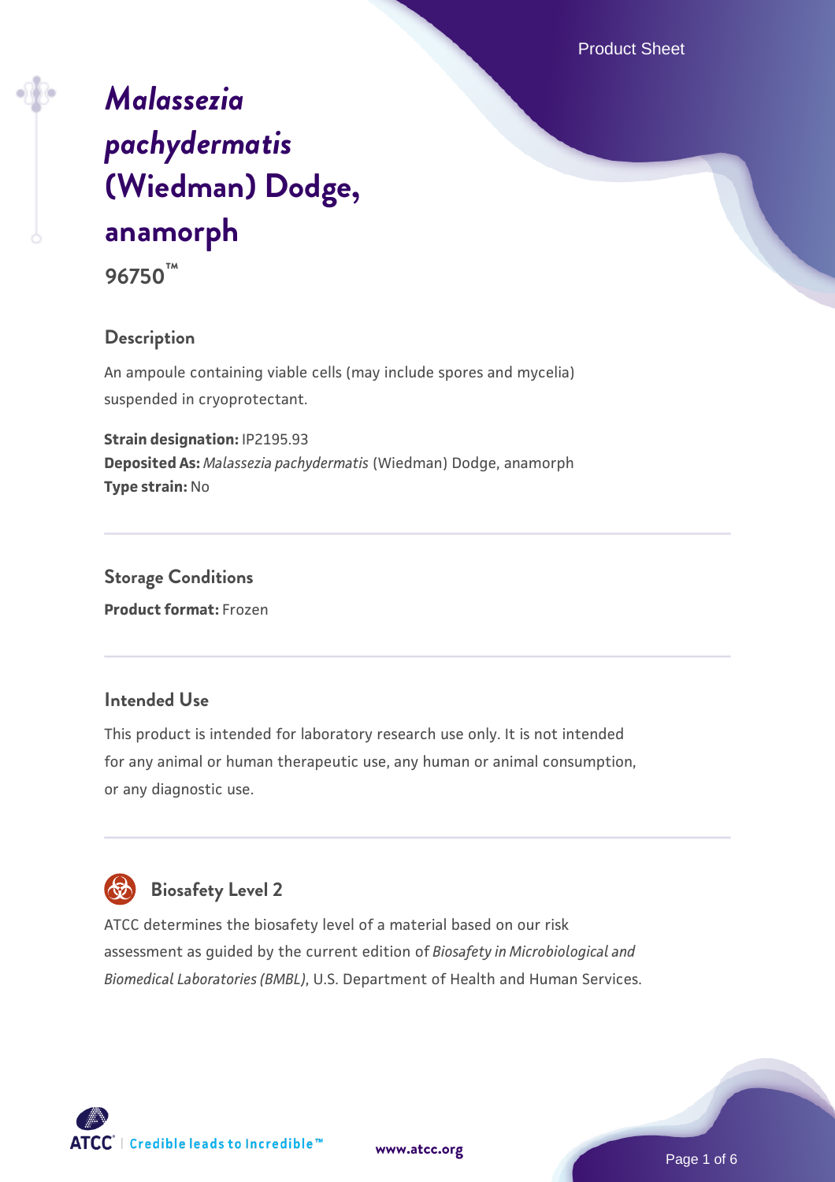# *Malassezia pachydermatis* (Wiedman) Dodge, anamorph

**96750™**

## Description

An ampoule containing viable cells (may include spores and mycelia) suspended in cryoprotectant.

**Strain designation:** IP2195.93
**Deposited As:** *Malassezia pachydermatis* (Wiedman) Dodge, anamorph
**Type strain:** No

## Storage Conditions

**Product format:** Frozen

## Intended Use

This product is intended for laboratory research use only. It is not intended for any animal or human therapeutic use, any human or animal consumption, or any diagnostic use.

## Biosafety Level 2

ATCC determines the biosafety level of a material based on our risk assessment as guided by the current edition of *Biosafety in Microbiological and Biomedical Laboratories (BMBL)*, U.S. Department of Health and Human Services.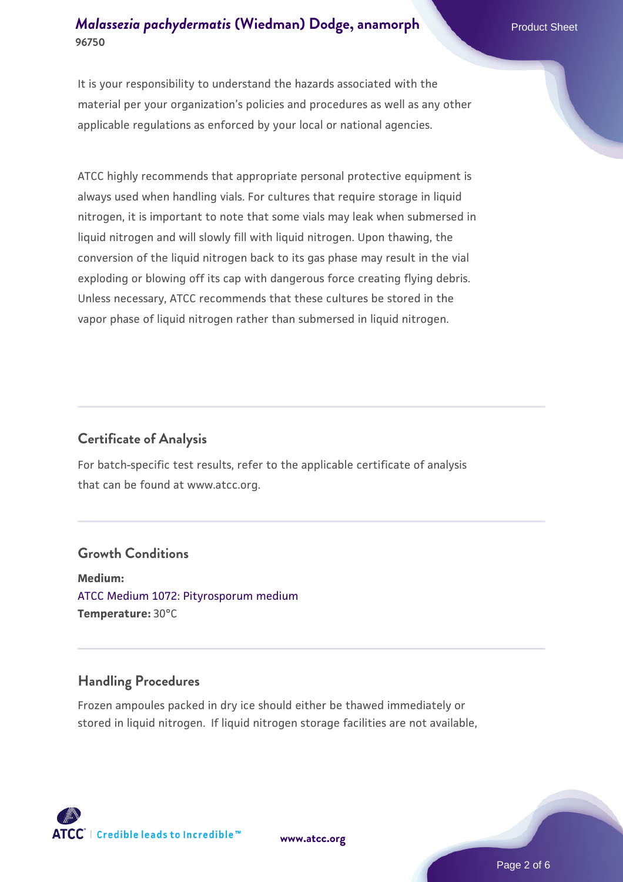It is your responsibility to understand the hazards associated with the material per your organization's policies and procedures as well as any other applicable regulations as enforced by your local or national agencies.

ATCC highly recommends that appropriate personal protective equipment is always used when handling vials. For cultures that require storage in liquid nitrogen, it is important to note that some vials may leak when submersed in liquid nitrogen and will slowly fill with liquid nitrogen. Upon thawing, the conversion of the liquid nitrogen back to its gas phase may result in the vial exploding or blowing off its cap with dangerous force creating flying debris. Unless necessary, ATCC recommends that these cultures be stored in the vapor phase of liquid nitrogen rather than submersed in liquid nitrogen.

## Certificate of Analysis

For batch-specific test results, refer to the applicable certificate of analysis that can be found at www.atcc.org.

## Growth Conditions

**Medium:**
ATCC Medium 1072: Pityrosporum medium
**Temperature:** 30°C

## Handling Procedures

Frozen ampoules packed in dry ice should either be thawed immediately or stored in liquid nitrogen. If liquid nitrogen storage facilities are not available,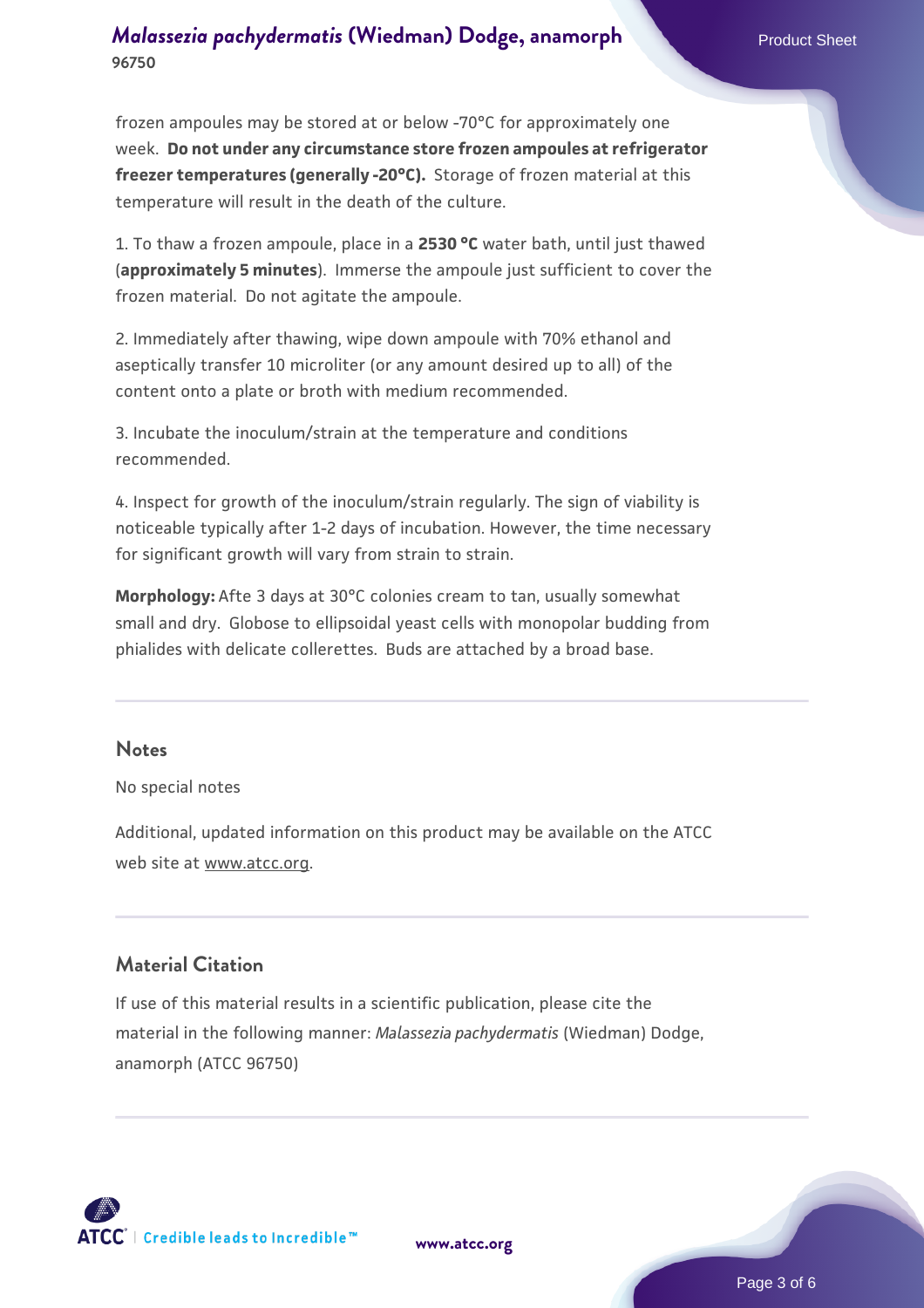frozen ampoules may be stored at or below -70°C for approximately one week. **Do not under any circumstance store frozen ampoules at refrigerator freezer temperatures (generally -20°C).** Storage of frozen material at this temperature will result in the death of the culture.

1. To thaw a frozen ampoule, place in a **2530 °C** water bath, until just thawed (**approximately 5 minutes**). Immerse the ampoule just sufficient to cover the frozen material. Do not agitate the ampoule.

2. Immediately after thawing, wipe down ampoule with 70% ethanol and aseptically transfer 10 microliter (or any amount desired up to all) of the content onto a plate or broth with medium recommended.

3. Incubate the inoculum/strain at the temperature and conditions recommended.

4. Inspect for growth of the inoculum/strain regularly. The sign of viability is noticeable typically after 1-2 days of incubation. However, the time necessary for significant growth will vary from strain to strain.

**Morphology:** Afte 3 days at 30°C colonies cream to tan, usually somewhat small and dry. Globose to ellipsoidal yeast cells with monopolar budding from phialides with delicate collerettes. Buds are attached by a broad base.

## Notes

No special notes

Additional, updated information on this product may be available on the ATCC web site at www.atcc.org.

## Material Citation

If use of this material results in a scientific publication, please cite the material in the following manner: *Malassezia pachydermatis* (Wiedman) Dodge, anamorph (ATCC 96750)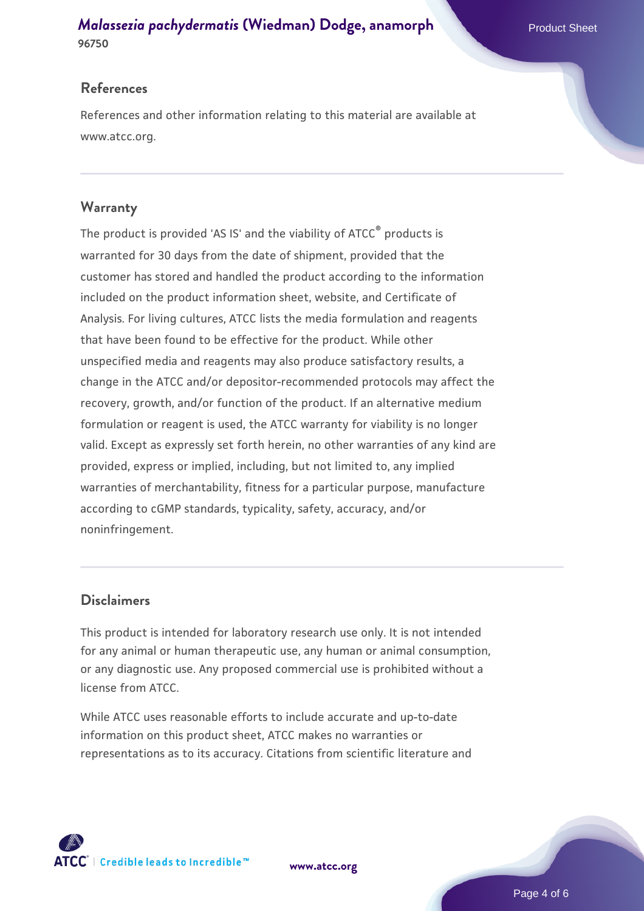## References

References and other information relating to this material are available at www.atcc.org.

## Warranty

The product is provided 'AS IS' and the viability of ATCC® products is warranted for 30 days from the date of shipment, provided that the customer has stored and handled the product according to the information included on the product information sheet, website, and Certificate of Analysis. For living cultures, ATCC lists the media formulation and reagents that have been found to be effective for the product. While other unspecified media and reagents may also produce satisfactory results, a change in the ATCC and/or depositor-recommended protocols may affect the recovery, growth, and/or function of the product. If an alternative medium formulation or reagent is used, the ATCC warranty for viability is no longer valid. Except as expressly set forth herein, no other warranties of any kind are provided, express or implied, including, but not limited to, any implied warranties of merchantability, fitness for a particular purpose, manufacture according to cGMP standards, typicality, safety, accuracy, and/or noninfringement.

## Disclaimers

This product is intended for laboratory research use only. It is not intended for any animal or human therapeutic use, any human or animal consumption, or any diagnostic use. Any proposed commercial use is prohibited without a license from ATCC.

While ATCC uses reasonable efforts to include accurate and up-to-date information on this product sheet, ATCC makes no warranties or representations as to its accuracy. Citations from scientific literature and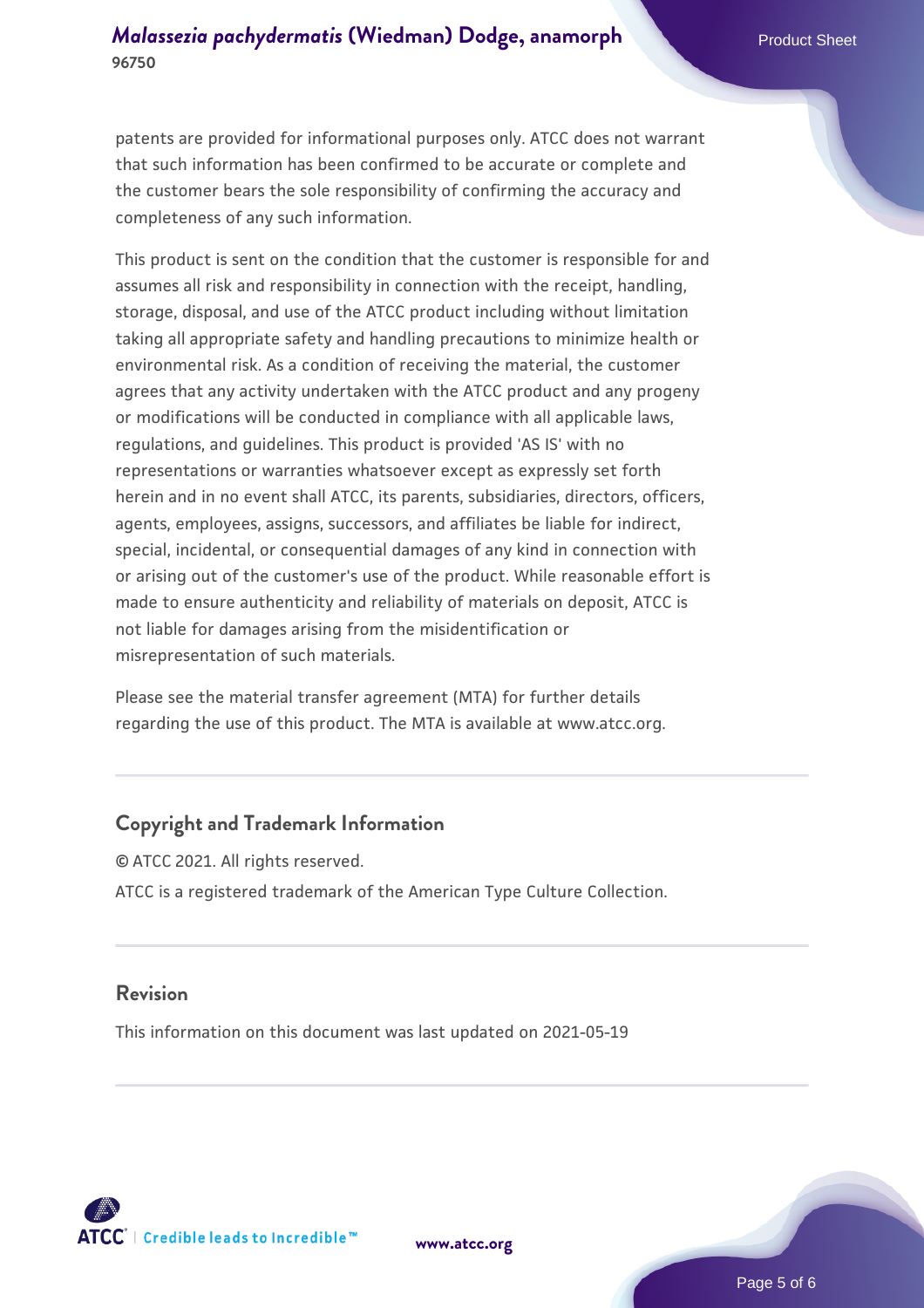patents are provided for informational purposes only. ATCC does not warrant that such information has been confirmed to be accurate or complete and the customer bears the sole responsibility of confirming the accuracy and completeness of any such information.

This product is sent on the condition that the customer is responsible for and assumes all risk and responsibility in connection with the receipt, handling, storage, disposal, and use of the ATCC product including without limitation taking all appropriate safety and handling precautions to minimize health or environmental risk. As a condition of receiving the material, the customer agrees that any activity undertaken with the ATCC product and any progeny or modifications will be conducted in compliance with all applicable laws, regulations, and guidelines. This product is provided 'AS IS' with no representations or warranties whatsoever except as expressly set forth herein and in no event shall ATCC, its parents, subsidiaries, directors, officers, agents, employees, assigns, successors, and affiliates be liable for indirect, special, incidental, or consequential damages of any kind in connection with or arising out of the customer's use of the product. While reasonable effort is made to ensure authenticity and reliability of materials on deposit, ATCC is not liable for damages arising from the misidentification or misrepresentation of such materials.

Please see the material transfer agreement (MTA) for further details regarding the use of this product. The MTA is available at www.atcc.org.

## Copyright and Trademark Information

© ATCC 2021. All rights reserved.

ATCC is a registered trademark of the American Type Culture Collection.

## Revision

This information on this document was last updated on 2021-05-19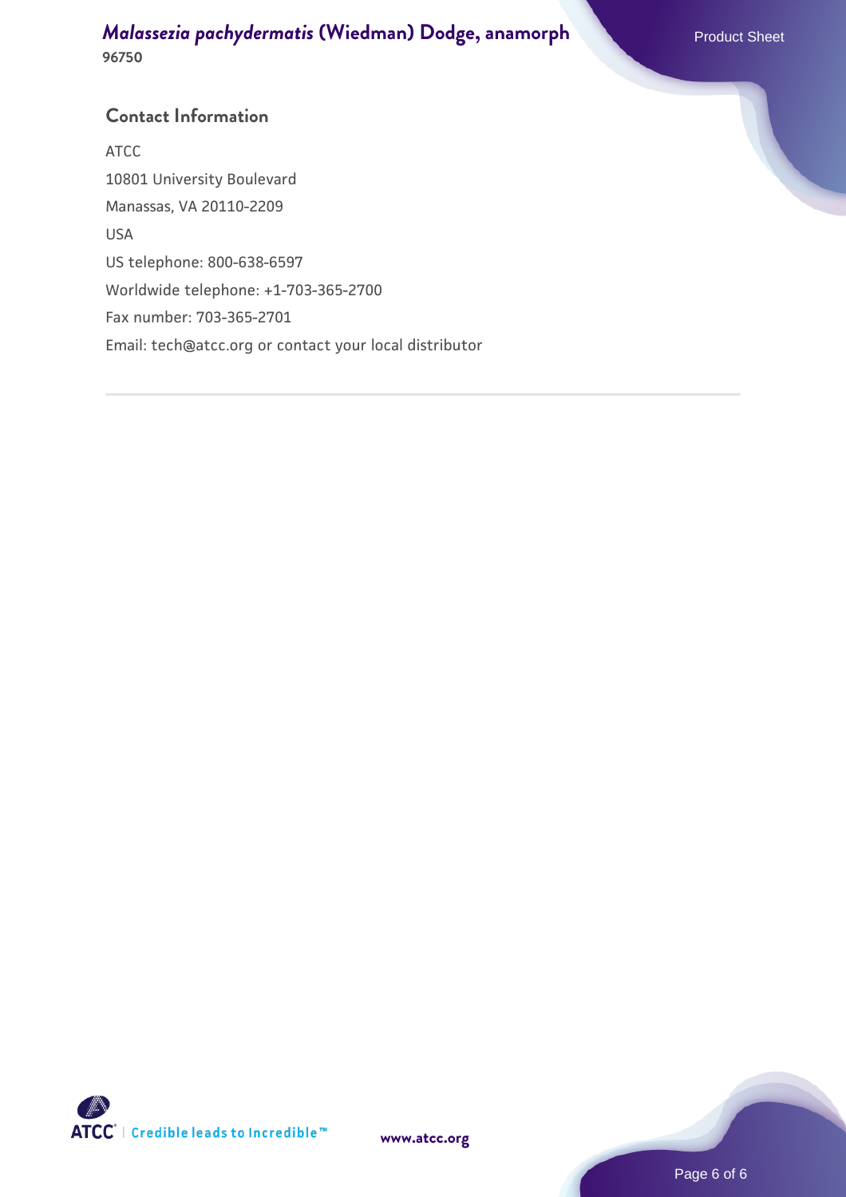## Contact Information

ATCC

10801 University Boulevard

Manassas, VA 20110-2209

USA

US telephone: 800-638-6597

Worldwide telephone: +1-703-365-2700

Fax number: 703-365-2701

Email: tech@atcc.org or contact your local distributor